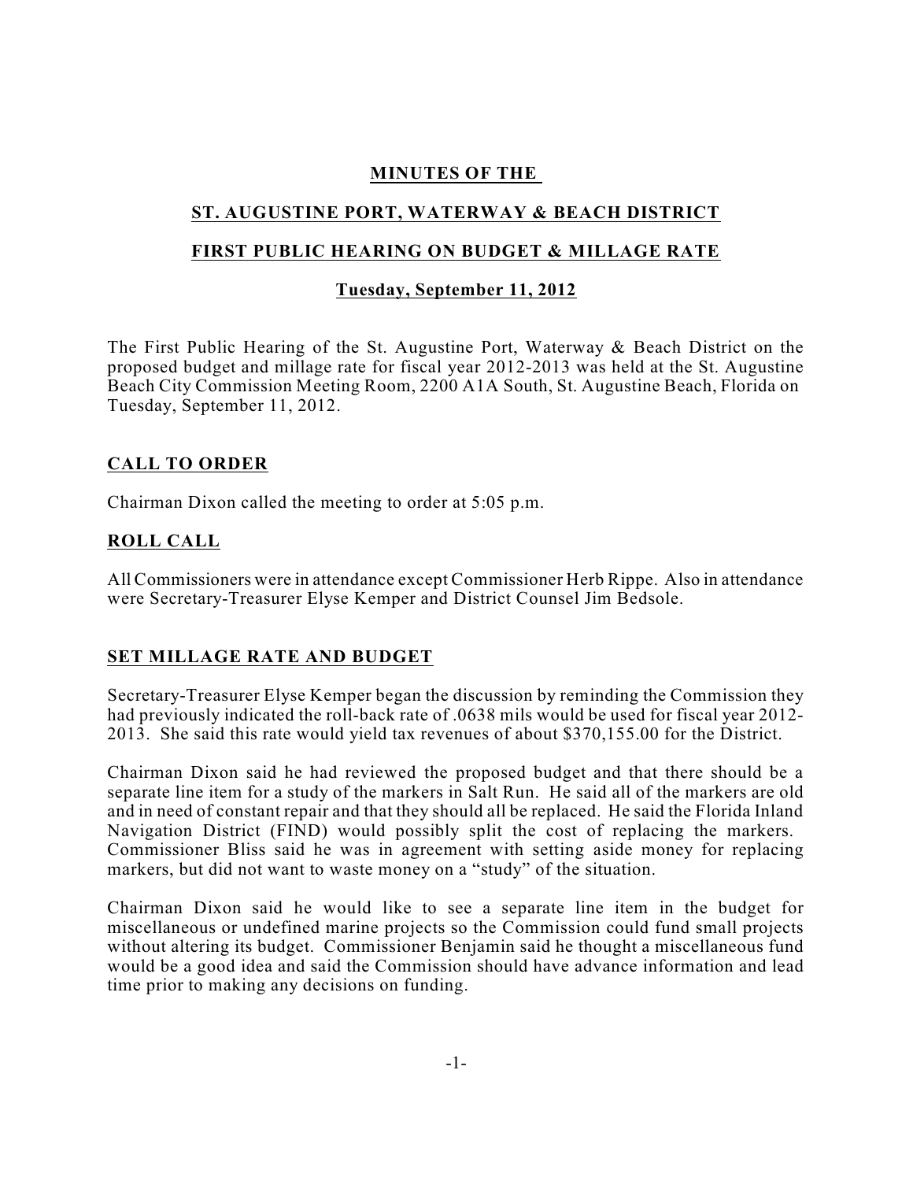# MINUTES OF THE

# ST. AUGUSTINE PORT, WATERWAY & BEACH DISTRICT

# FIRST PUBLIC HEARING ON BUDGET & MILLAGE RATE

## Tuesday, September 11, 2012

The First Public Hearing of the St. Augustine Port, Waterway & Beach District on the proposed budget and millage rate for fiscal year 2012-2013 was held at the St. Augustine Beach City Commission Meeting Room, 2200 A1A South, St. Augustine Beach, Florida on Tuesday, September 11, 2012.

## CALL TO ORDER

Chairman Dixon called the meeting to order at 5:05 p.m.

## ROLL CALL

All Commissioners were in attendance except Commissioner Herb Rippe. Also in attendance were Secretary-Treasurer Elyse Kemper and District Counsel Jim Bedsole.

## SET MILLAGE RATE AND BUDGET

Secretary-Treasurer Elyse Kemper began the discussion by reminding the Commission they had previously indicated the roll-back rate of .0638 mils would be used for fiscal year 2012-2013. She said this rate would yield tax revenues of about $370,155.00 for the District.

Chairman Dixon said he had reviewed the proposed budget and that there should be a separate line item for a study of the markers in Salt Run. He said all of the markers are old and in need of constant repair and that they should all be replaced. He said the Florida Inland Navigation District (FIND) would possibly split the cost of replacing the markers. Commissioner Bliss said he was in agreement with setting aside money for replacing markers, but did not want to waste money on a "study" of the situation.

Chairman Dixon said he would like to see a separate line item in the budget for miscellaneous or undefined marine projects so the Commission could fund small projects without altering its budget. Commissioner Benjamin said he thought a miscellaneous fund would be a good idea and said the Commission should have advance information and lead time prior to making any decisions on funding.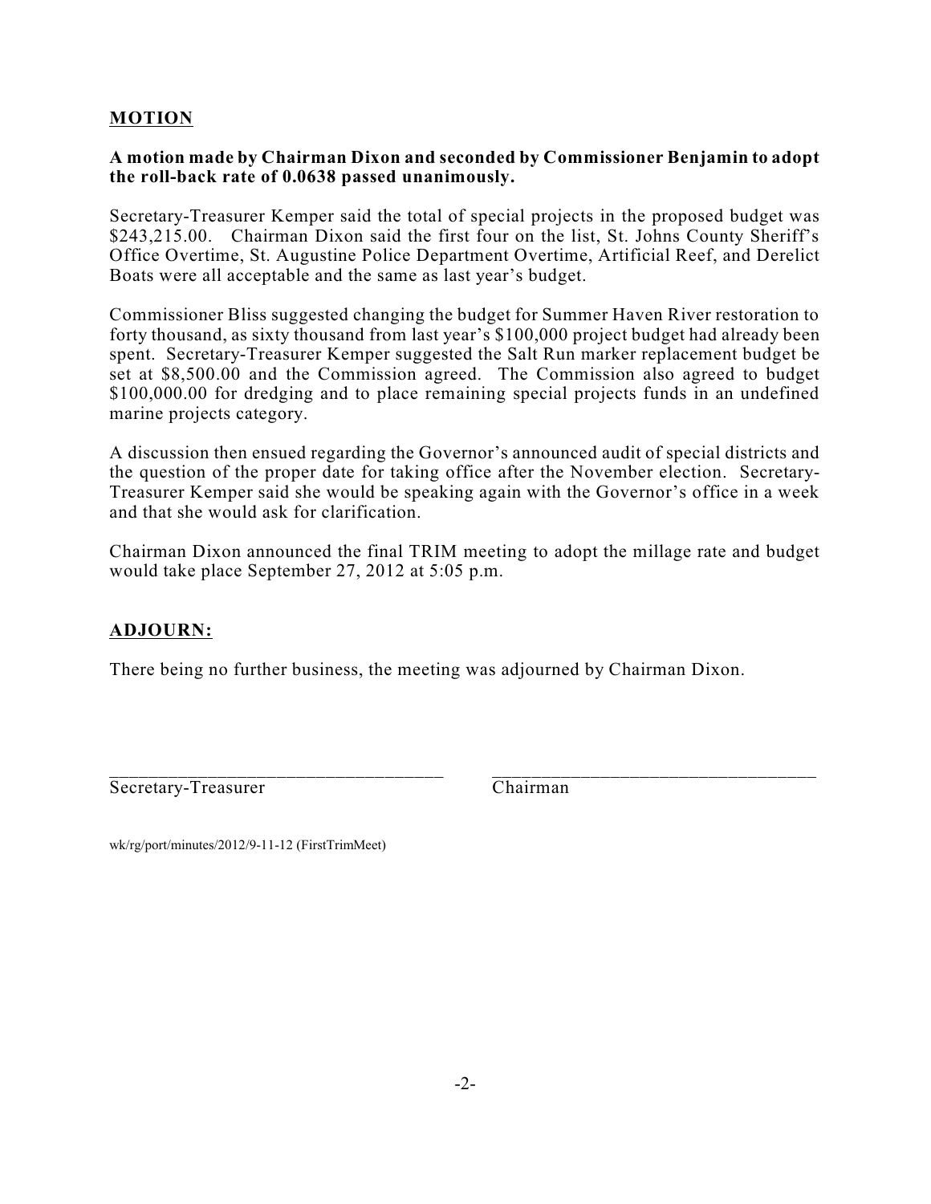## MOTION

**A motion made by Chairman Dixon and seconded by Commissioner Benjamin to adopt the roll-back rate of 0.0638 passed unanimously.**

Secretary-Treasurer Kemper said the total of special projects in the proposed budget was $243,215.00. Chairman Dixon said the first four on the list, St. Johns County Sheriff's Office Overtime, St. Augustine Police Department Overtime, Artificial Reef, and Derelict Boats were all acceptable and the same as last year's budget.

Commissioner Bliss suggested changing the budget for Summer Haven River restoration to forty thousand, as sixty thousand from last year's $100,000 project budget had already been spent. Secretary-Treasurer Kemper suggested the Salt Run marker replacement budget be set at $8,500.00 and the Commission agreed. The Commission also agreed to budget $100,000.00 for dredging and to place remaining special projects funds in an undefined marine projects category.

A discussion then ensued regarding the Governor's announced audit of special districts and the question of the proper date for taking office after the November election. Secretary-Treasurer Kemper said she would be speaking again with the Governor's office in a week and that she would ask for clarification.

Chairman Dixon announced the final TRIM meeting to adopt the millage rate and budget would take place September 27, 2012 at 5:05 p.m.

## ADJOURN:

There being no further business, the meeting was adjourned by Chairman Dixon.

\_\_\_\_\_\_\_\_\_\_\_\_\_\_\_\_\_\_\_\_\_\_\_\_\_\_\_\_\_\_\_\_\_\_\_ \_\_\_\_\_\_\_\_\_\_\_\_\_\_\_\_\_\_\_\_\_\_\_\_\_\_\_\_\_\_\_\_\_\_\_

Secretary-Treasurer Chairman

wk/rg/port/minutes/2012/9-11-12 (FirstTrimMeet)